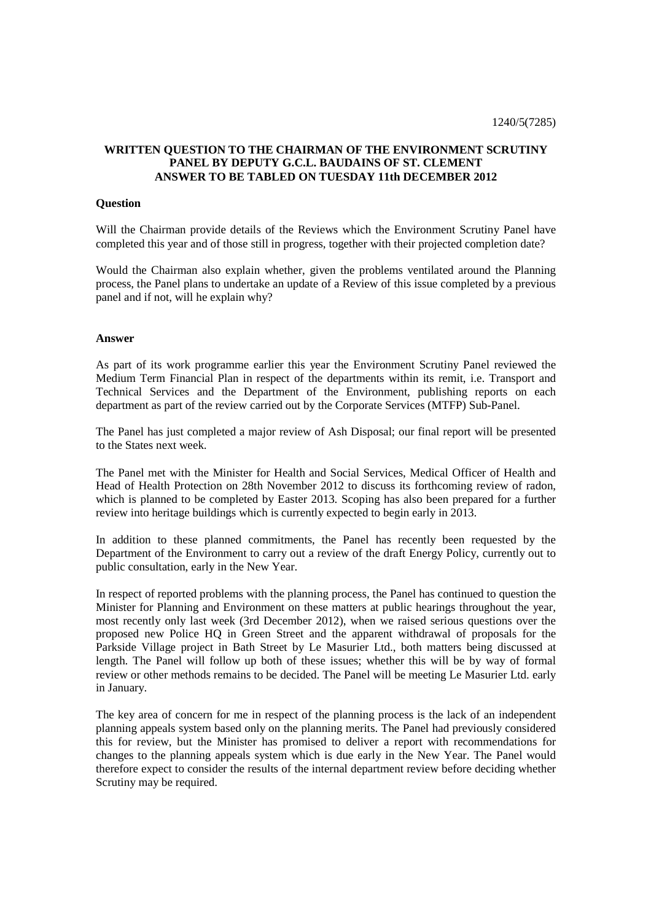1240/5(7285)

**WRITTEN QUESTION TO THE CHAIRMAN OF THE ENVIRONMENT SCRUTINY PANEL BY DEPUTY G.C.L. BAUDAINS OF ST. CLEMENT ANSWER TO BE TABLED ON TUESDAY 11th DECEMBER 2012**

**Question**

Will the Chairman provide details of the Reviews which the Environment Scrutiny Panel have completed this year and of those still in progress, together with their projected completion date?

Would the Chairman also explain whether, given the problems ventilated around the Planning process, the Panel plans to undertake an update of a Review of this issue completed by a previous panel and if not, will he explain why?

**Answer**

As part of its work programme earlier this year the Environment Scrutiny Panel reviewed the Medium Term Financial Plan in respect of the departments within its remit, i.e. Transport and Technical Services and the Department of the Environment, publishing reports on each department as part of the review carried out by the Corporate Services (MTFP) Sub-Panel.

The Panel has just completed a major review of Ash Disposal; our final report will be presented to the States next week.

The Panel met with the Minister for Health and Social Services, Medical Officer of Health and Head of Health Protection on 28th November 2012 to discuss its forthcoming review of radon, which is planned to be completed by Easter 2013. Scoping has also been prepared for a further review into heritage buildings which is currently expected to begin early in 2013.

In addition to these planned commitments, the Panel has recently been requested by the Department of the Environment to carry out a review of the draft Energy Policy, currently out to public consultation, early in the New Year.

In respect of reported problems with the planning process, the Panel has continued to question the Minister for Planning and Environment on these matters at public hearings throughout the year, most recently only last week (3rd December 2012), when we raised serious questions over the proposed new Police HQ in Green Street and the apparent withdrawal of proposals for the Parkside Village project in Bath Street by Le Masurier Ltd., both matters being discussed at length. The Panel will follow up both of these issues; whether this will be by way of formal review or other methods remains to be decided. The Panel will be meeting Le Masurier Ltd. early in January.

The key area of concern for me in respect of the planning process is the lack of an independent planning appeals system based only on the planning merits. The Panel had previously considered this for review, but the Minister has promised to deliver a report with recommendations for changes to the planning appeals system which is due early in the New Year. The Panel would therefore expect to consider the results of the internal department review before deciding whether Scrutiny may be required.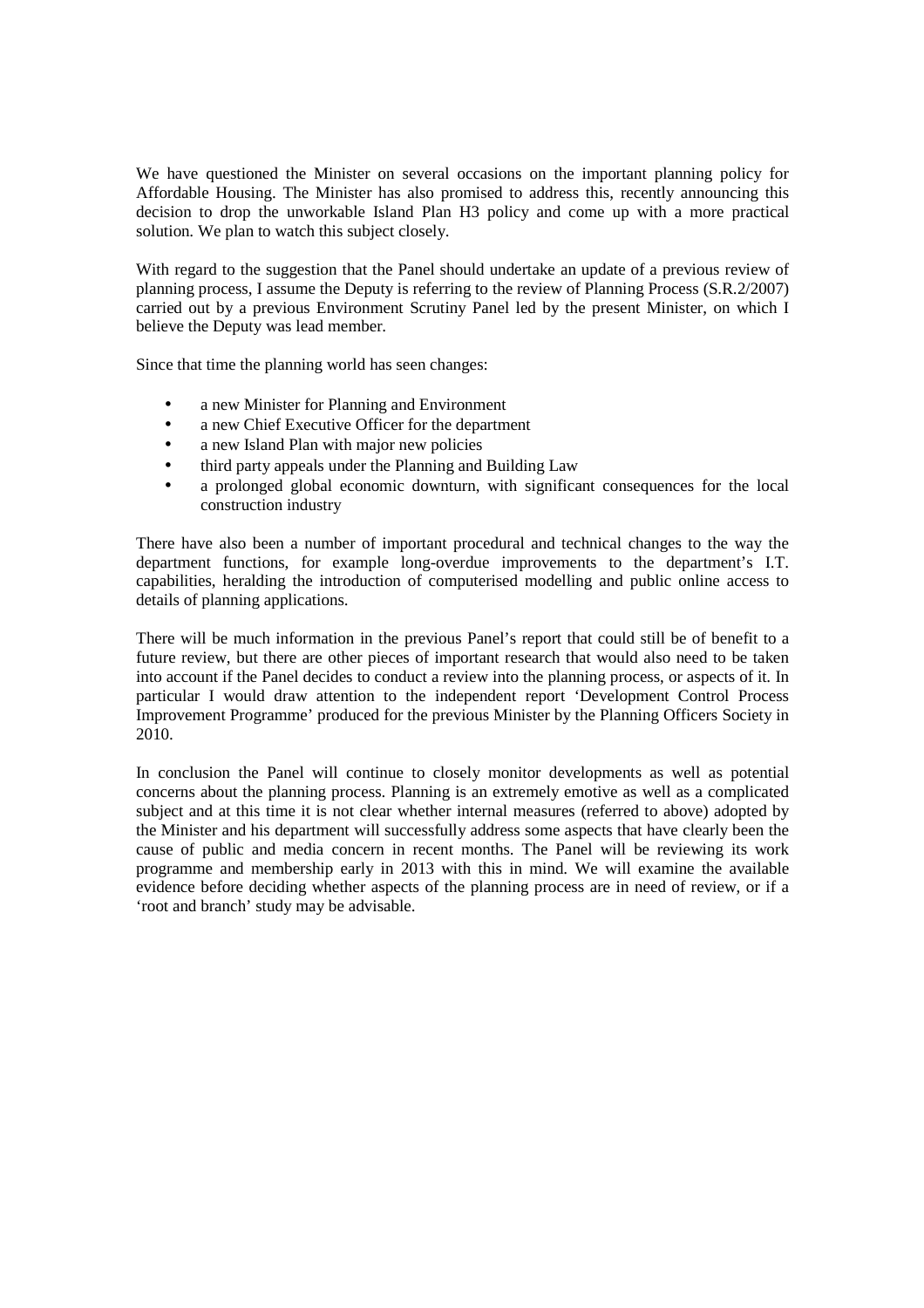We have questioned the Minister on several occasions on the important planning policy for Affordable Housing. The Minister has also promised to address this, recently announcing this decision to drop the unworkable Island Plan H3 policy and come up with a more practical solution. We plan to watch this subject closely.

With regard to the suggestion that the Panel should undertake an update of a previous review of planning process, I assume the Deputy is referring to the review of Planning Process (S.R.2/2007) carried out by a previous Environment Scrutiny Panel led by the present Minister, on which I believe the Deputy was lead member.

Since that time the planning world has seen changes:

- a new Minister for Planning and Environment
- a new Chief Executive Officer for the department
- a new Island Plan with major new policies
- third party appeals under the Planning and Building Law
- a prolonged global economic downturn, with significant consequences for the local construction industry

There have also been a number of important procedural and technical changes to the way the department functions, for example long-overdue improvements to the department's I.T. capabilities, heralding the introduction of computerised modelling and public online access to details of planning applications.

There will be much information in the previous Panel's report that could still be of benefit to a future review, but there are other pieces of important research that would also need to be taken into account if the Panel decides to conduct a review into the planning process, or aspects of it. In particular I would draw attention to the independent report 'Development Control Process Improvement Programme' produced for the previous Minister by the Planning Officers Society in 2010.

In conclusion the Panel will continue to closely monitor developments as well as potential concerns about the planning process. Planning is an extremely emotive as well as a complicated subject and at this time it is not clear whether internal measures (referred to above) adopted by the Minister and his department will successfully address some aspects that have clearly been the cause of public and media concern in recent months. The Panel will be reviewing its work programme and membership early in 2013 with this in mind. We will examine the available evidence before deciding whether aspects of the planning process are in need of review, or if a 'root and branch' study may be advisable.